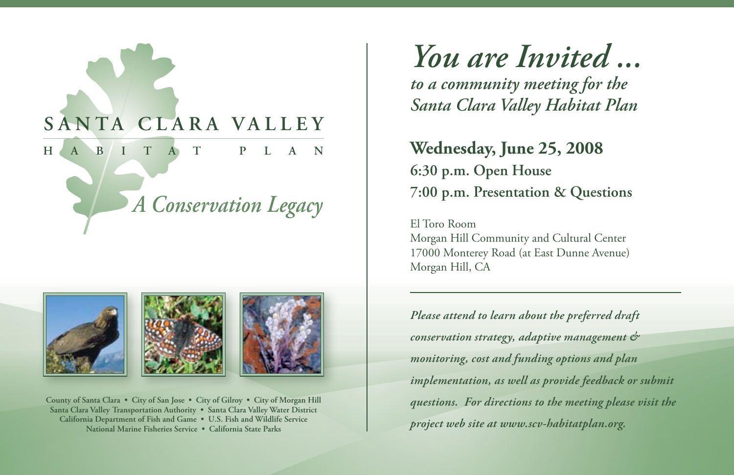# SANTA CLARA VALLEY

## HABITAT PLAN

*A Conservation Legacy*

County of Santa Clara • City of San Jose • City of Gilroy • City of Morgan Hill
Santa Clara Valley Transportation Authority • Santa Clara Valley Water District
California Department of Fish and Game • U.S. Fish and Wildlife Service
National Marine Fisheries Service • California State Parks

# *You are Invited ...*

## *to a community meeting for the Santa Clara Valley Habitat Plan*

**Wednesday, June 25, 2008**

**6:30 p.m. Open House**

**7:00 p.m. Presentation & Questions**

El Toro Room
Morgan Hill Community and Cultural Center
17000 Monterey Road (at East Dunne Avenue)
Morgan Hill, CA

***Please attend to learn about the preferred draft conservation strategy, adaptive management & monitoring, cost and funding options and plan implementation, as well as provide feedback or submit questions. For directions to the meeting please visit the project web site at www.scv-habitatplan.org.***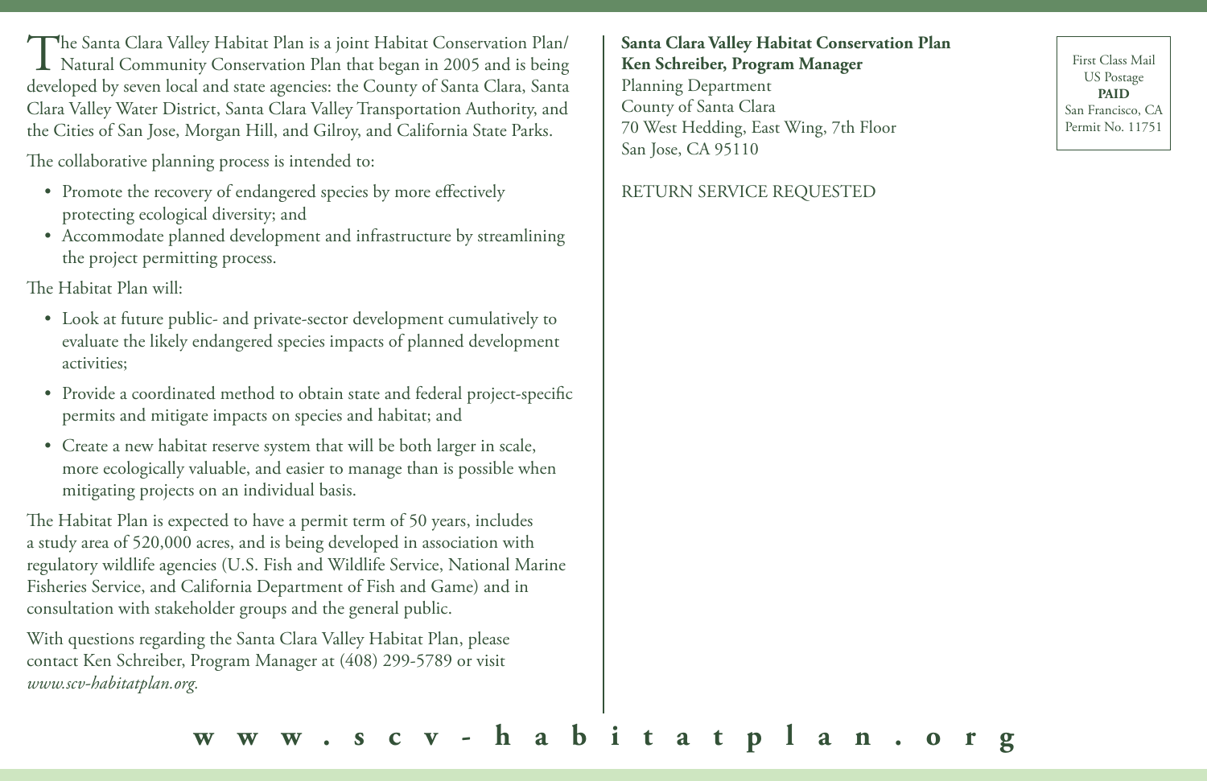The Santa Clara Valley Habitat Plan is a joint Habitat Conservation Plan/ Natural Community Conservation Plan that began in 2005 and is being developed by seven local and state agencies: the County of Santa Clara, Santa Clara Valley Water District, Santa Clara Valley Transportation Authority, and the Cities of San Jose, Morgan Hill, and Gilroy, and California State Parks.

The collaborative planning process is intended to:

- Promote the recovery of endangered species by more effectively protecting ecological diversity; and
- Accommodate planned development and infrastructure by streamlining the project permitting process.

The Habitat Plan will:

- Look at future public- and private-sector development cumulatively to evaluate the likely endangered species impacts of planned development activities;
- Provide a coordinated method to obtain state and federal project-specific permits and mitigate impacts on species and habitat; and
- Create a new habitat reserve system that will be both larger in scale, more ecologically valuable, and easier to manage than is possible when mitigating projects on an individual basis.

The Habitat Plan is expected to have a permit term of 50 years, includes a study area of 520,000 acres, and is being developed in association with regulatory wildlife agencies (U.S. Fish and Wildlife Service, National Marine Fisheries Service, and California Department of Fish and Game) and in consultation with stakeholder groups and the general public.

With questions regarding the Santa Clara Valley Habitat Plan, please contact Ken Schreiber, Program Manager at (408) 299-5789 or visit *www.scv-habitatplan.org.*

**Santa Clara Valley Habitat Conservation Plan**
**Ken Schreiber, Program Manager**
Planning Department
County of Santa Clara
70 West Hedding, East Wing, 7th Floor
San Jose, CA 95110

RETURN SERVICE REQUESTED

First Class Mail
US Postage
**PAID**
San Francisco, CA
Permit No. 11751

**www.scv-habitatplan.org**